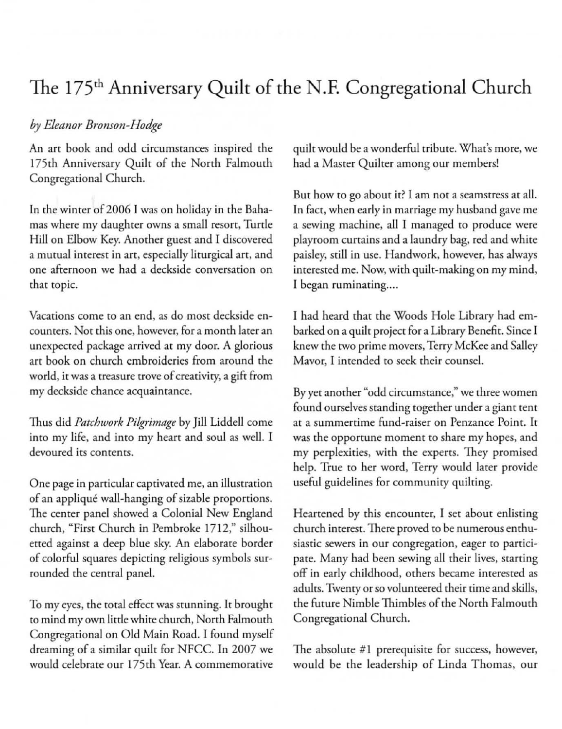# The 175th Anniversary Quilt of the N.F. Congregational Church

*by Eleanor Bronson-Hodge*

An art book and odd circumstances inspired the 175th Anniversary Quilt of the North Falmouth Congregational Church.

In the winter of 2006 I was on holiday in the Bahamas where my daughter owns a small resort, Turtle Hill on Elbow Key. Another guest and I discovered a mutual interest in art, especially liturgical art, and one afternoon we had a deckside conversation on that topic.

Vacations come to an end, as do most deckside encounters. Not this one, however, for a month later an unexpected package arrived at my door. A glorious art book on church embroideries from around the world, it was a treasure trove of creativity, a gift from my deckside chance acquaintance.

Thus did *Patchwork Pilgrimage* by Jill Liddell come into my life, and into my heart and soul as well. I devoured its contents.

One page in particular captivated me, an illustration of an appliqué wall-hanging of sizable proportions. The center panel showed a Colonial New England church, "First Church in Pembroke 1712," silhouetted against a deep blue sky. An elaborate border of colorful squares depicting religious symbols surrounded the central panel.

To my eyes, the total effect was stunning. It brought to mind my own little white church, North Falmouth Congregational on Old Main Road. I found myself dreaming of a similar quilt for NFCC. In 2007 we would celebrate our 175th Year. A commemorative quilt would be a wonderful tribute. What's more, we had a Master Quilter among our members!

But how to go about it? I am not a seamstress at all. In fact, when early in marriage my husband gave me a sewing machine, all I managed to produce were playroom curtains and a laundry bag, red and white paisley, still in use. Handwork, however, has always interested me. Now, with quilt-making on my mind, I began ruminating....

I had heard that the Woods Hole Library had embarked on a quilt project for a Library Benefit. Since I knew the two prime movers, Terry McKee and Salley Mavor, I intended to seek their counsel.

By yet another "odd circumstance," we three women found ourselves standing together under a giant tent at a summertime fund-raiser on Penzance Point. It was the opportune moment to share my hopes, and my perplexities, with the experts. They promised help. True to her word, Terry would later provide useful guidelines for community quilting.

Heartened by this encounter, I set about enlisting church interest. There proved to be numerous enthusiastic sewers in our congregation, eager to participate. Many had been sewing all their lives, starting off in early childhood, others became interested as adults. Twenty or so volunteered their time and skills, the future Nimble Thimbles of the North Falmouth Congregational Church.

The absolute #1 prerequisite for success, however, would be the leadership of Linda Thomas, our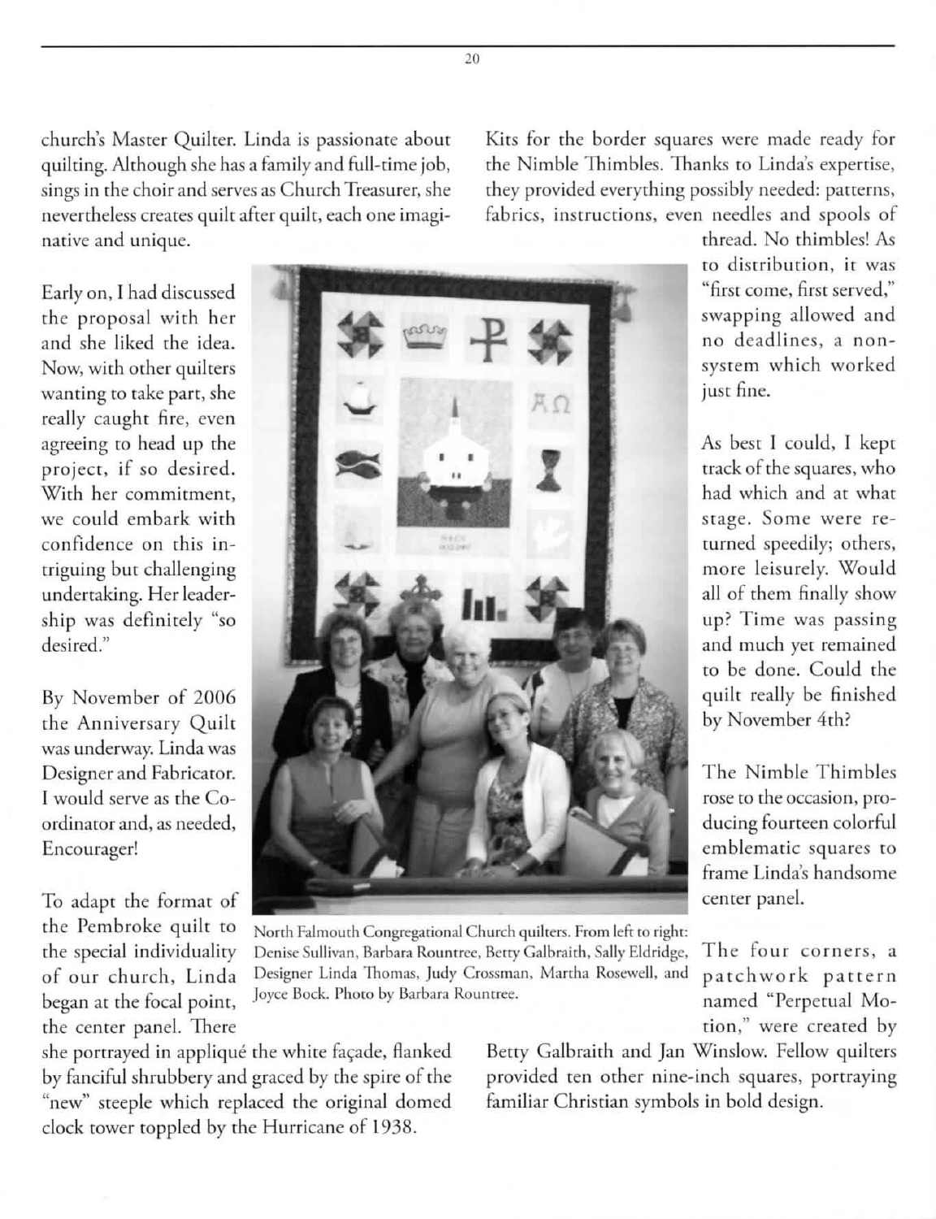church's Master Quilter. Linda is passionate about quilting. Although she has a family and full-time job, sings in the choir and serves as Church Treasurer, she nevertheless creates quilt after quilt, each one imaginative and unique.

Early on, I had discussed the proposal with her and she liked the idea. Now, with other quilters wanting to take part, she really caught fire, even agreeing to head up the project, if so desired. With her commitment, we could embark with confidence on this intriguing but challenging undertaking. Her leadership was definitely "so desired."

By November of 2006 the Anniversary Quilt was underway. Linda was Designer and Fabricator. I would serve as the Coordinator and, as needed, Encourager!

To adapt the format of the Pembroke quilt to the special individuality of our church, Linda began at the focal point, the center panel. There she portrayed in appliqué the white façade, flanked by fanciful shrubbery and graced by the spire of the "new" steeple which replaced the original domed clock tower toppled by the Hurricane of 1938.

North Falmouth Congregational Church quilters. From left to right: Denise Sullivan, Barbara Rountree, Betty Galbraith, Sally Eldridge, Designer Linda Thomas, Judy Crossman, Martha Rosewell, and Joyce Bock. Photo by Barbara Rountree.

Kits for the border squares were made ready for the Nimble Thimbles. Thanks to Linda's expertise, they provided everything possibly needed: patterns, fabrics, instructions, even needles and spools of thread. No thimbles! As to distribution, it was "first come, first served," swapping allowed and no deadlines, a non-system which worked just fine.

As best I could, I kept track of the squares, who had which and at what stage. Some were returned speedily; others, more leisurely. Would all of them finally show up? Time was passing and much yet remained to be done. Could the quilt really be finished by November 4th?

The Nimble Thimbles rose to the occasion, producing fourteen colorful emblematic squares to frame Linda's handsome center panel.

The four corners, a patchwork pattern named "Perpetual Motion," were created by Betty Galbraith and Jan Winslow. Fellow quilters provided ten other nine-inch squares, portraying familiar Christian symbols in bold design.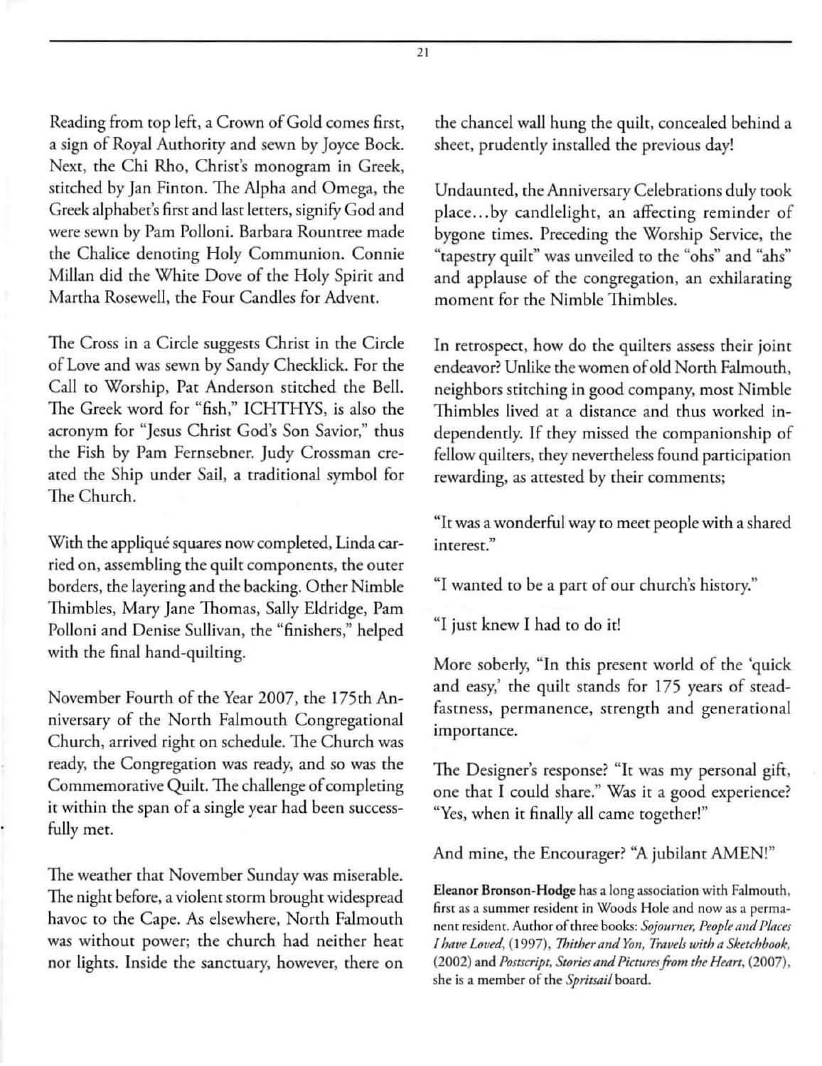Reading from top left, a Crown of Gold comes first, a sign of Royal Authority and sewn by Joyce Bock. Next, the Chi Rho, Christ's monogram in Greek, stitched by Jan Finton. The Alpha and Omega, the Greek alphabet's first and last letters, signify God and were sewn by Pam Polloni. Barbara Rountree made the Chalice denoting Holy Communion. Connie Millan did the White Dove of the Holy Spirit and Martha Rosewell, the Four Candles for Advent.

The Cross in a Circle suggests Christ in the Circle of Love and was sewn by Sandy Checklick. For the Call to Worship, Pat Anderson stitched the Bell. The Greek word for "fish," ICHTHYS, is also the acronym for "Jesus Christ God's Son Savior," thus the Fish by Pam Fernsebner. Judy Crossman created the Ship under Sail, a traditional symbol for The Church.

With the appliqué squares now completed, Linda carried on, assembling the quilt components, the outer borders, the layering and the backing. Other Nimble Thimbles, Mary Jane Thomas, Sally Eldridge, Pam Polloni and Denise Sullivan, the "finishers," helped with the final hand-quilting.

November Fourth of the Year 2007, the 175th Anniversary of the North Falmouth Congregational Church, arrived right on schedule. The Church was ready, the Congregation was ready, and so was the Commemorative Quilt. The challenge of completing it within the span of a single year had been successfully met.

The weather that November Sunday was miserable. The night before, a violent storm brought widespread havoc to the Cape. As elsewhere, North Falmouth was without power; the church had neither heat nor lights. Inside the sanctuary, however, there on the chancel wall hung the quilt, concealed behind a sheet, prudently installed the previous day!

Undaunted, the Anniversary Celebrations duly took place...by candlelight, an affecting reminder of bygone times. Preceding the Worship Service, the "tapestry quilt" was unveiled to the "ohs" and "ahs" and applause of the congregation, an exhilarating moment for the Nimble Thimbles.

In retrospect, how do the quilters assess their joint endeavor? Unlike the women of old North Falmouth, neighbors stitching in good company, most Nimble Thimbles lived at a distance and thus worked independently. If they missed the companionship of fellow quilters, they nevertheless found participation rewarding, as attested by their comments;

"It was a wonderful way to meet people with a shared interest."

"I wanted to be a part of our church's history."

"I just knew I had to do it!

More soberly, "In this present world of the 'quick and easy,' the quilt stands for 175 years of steadfastness, permanence, strength and generational importance.

The Designer's response? "It was my personal gift, one that I could share." Was it a good experience? "Yes, when it finally all came together!"

And mine, the Encourager? "A jubilant AMEN!"

**Eleanor Bronson-Hodge** has a long association with Falmouth, first as a summer resident in Woods Hole and now as a permanent resident. Author of three books: *Sojourner, People and Places I have Loved*, (1997), *Thither and Yon, Travels with a Sketchbook*, (2002) and *Postscript, Stories and Pictures from the Heart*, (2007), she is a member of the *Spritsail* board.